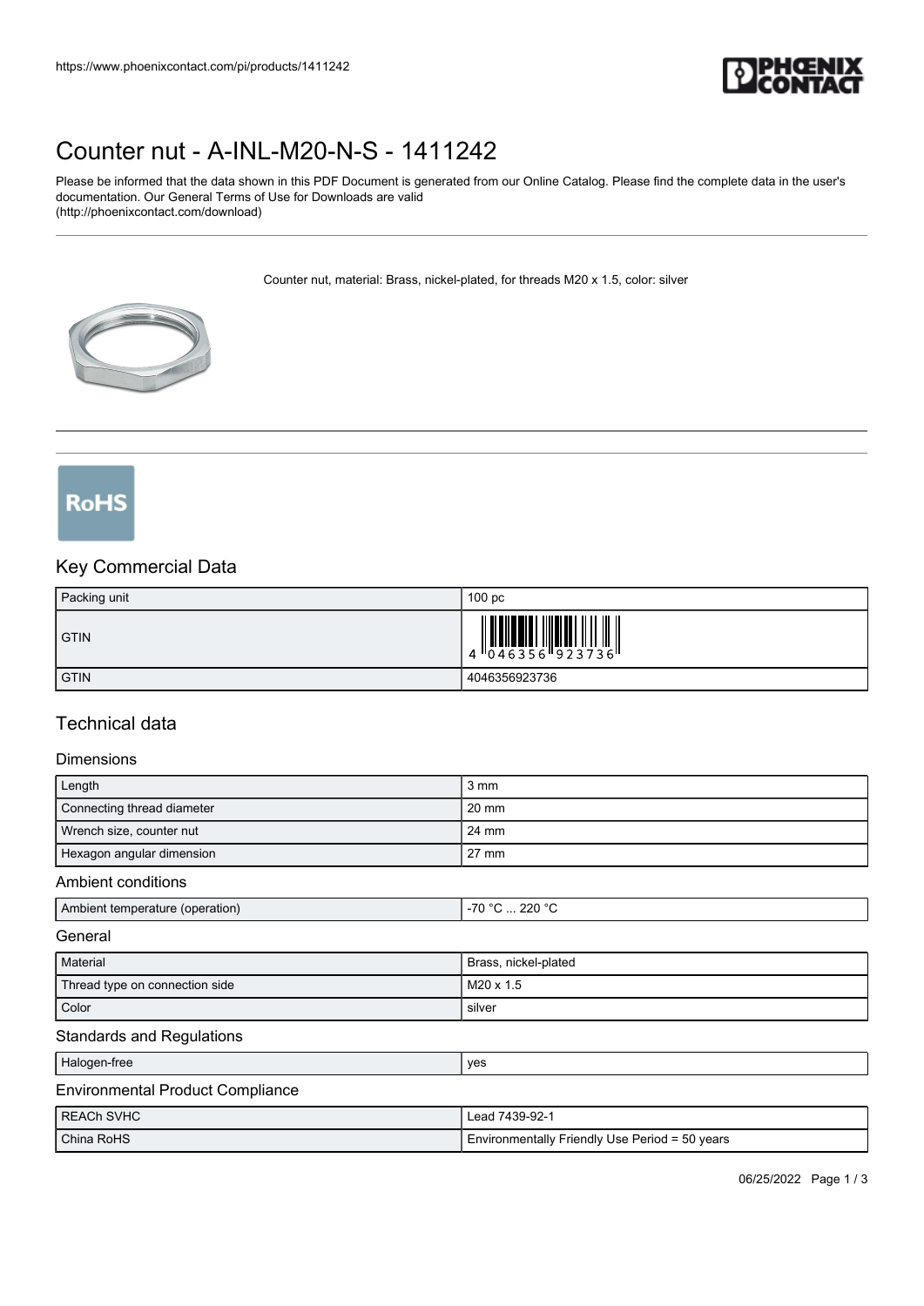# Counter nut - A-INL-M20-N-S - 1411242

Please be informed that the data shown in this PDF Document is generated from our Online Catalog. Please find the complete data in the user's documentation. Our General Terms of Use for Downloads are valid (http://phoenixcontact.com/download)

Counter nut, material: Brass, nickel-plated, for threads M20 x 1.5, color: silver

## Key Commercial Data

| Packing unit | 100 pc |
|---|---|
| GTIN | 4 046356 923736 |
| GTIN | 4046356923736 |

## Technical data

### Dimensions

| Length | 3 mm |
|---|---|
| Connecting thread diameter | 20 mm |
| Wrench size, counter nut | 24 mm |
| Hexagon angular dimension | 27 mm |

### Ambient conditions

| Ambient temperature (operation) | -70 °C ... 220 °C |
|---|---|

### General

| Material | Brass, nickel-plated |
|---|---|
| Thread type on connection side | M20 x 1.5 |
| Color | silver |

### Standards and Regulations

| Halogen-free | yes |
|---|---|

### Environmental Product Compliance

| REACh SVHC | Lead 7439-92-1 |
|---|---|
| China RoHS | Environmentally Friendly Use Period = 50 years |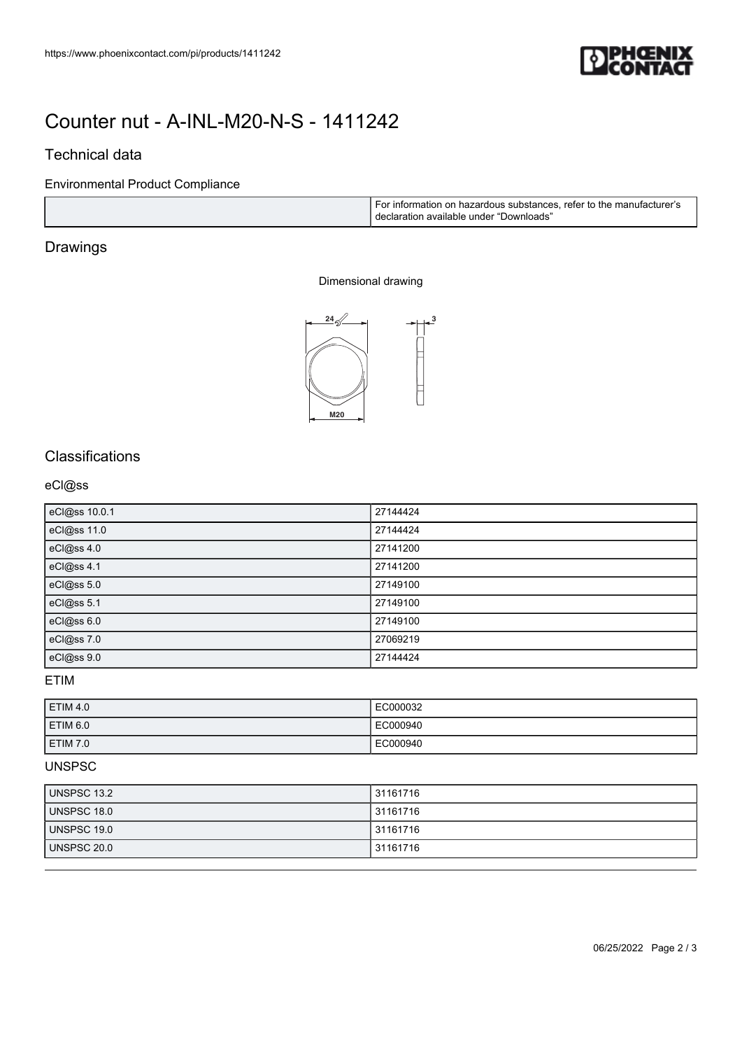# Counter nut - A-INL-M20-N-S - 1411242

## Technical data

### Environmental Product Compliance

| | |
|---|---|
| | For information on hazardous substances, refer to the manufacturer's declaration available under "Downloads" |

## Drawings

Dimensional drawing

## Classifications

### eCl@ss

| | |
|---|---|
| eCl@ss 10.0.1 | 27144424 |
| eCl@ss 11.0 | 27144424 |
| eCl@ss 4.0 | 27141200 |
| eCl@ss 4.1 | 27141200 |
| eCl@ss 5.0 | 27149100 |
| eCl@ss 5.1 | 27149100 |
| eCl@ss 6.0 | 27149100 |
| eCl@ss 7.0 | 27069219 |
| eCl@ss 9.0 | 27144424 |

### ETIM

| | |
|---|---|
| ETIM 4.0 | EC000032 |
| ETIM 6.0 | EC000940 |
| ETIM 7.0 | EC000940 |

### UNSPSC

| | |
|---|---|
| UNSPSC 13.2 | 31161716 |
| UNSPSC 18.0 | 31161716 |
| UNSPSC 19.0 | 31161716 |
| UNSPSC 20.0 | 31161716 |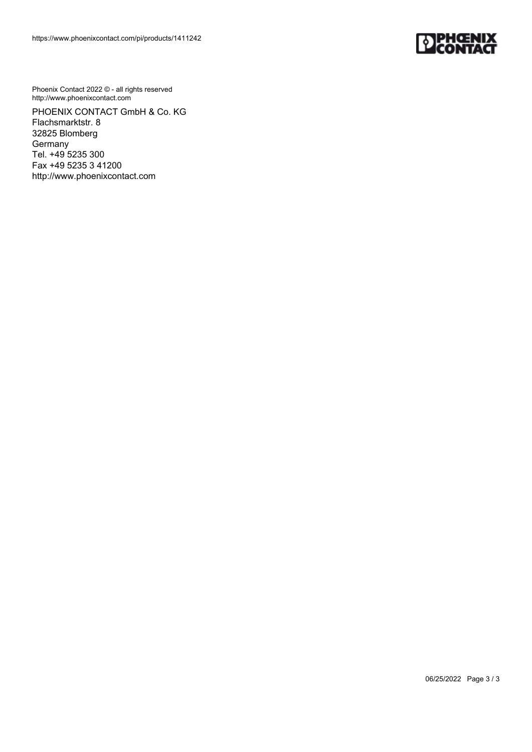Phoenix Contact 2022 © - all rights reserved
http://www.phoenixcontact.com

PHOENIX CONTACT GmbH & Co. KG
Flachsmarktstr. 8
32825 Blomberg
Germany
Tel. +49 5235 300
Fax +49 5235 3 41200
http://www.phoenixcontact.com